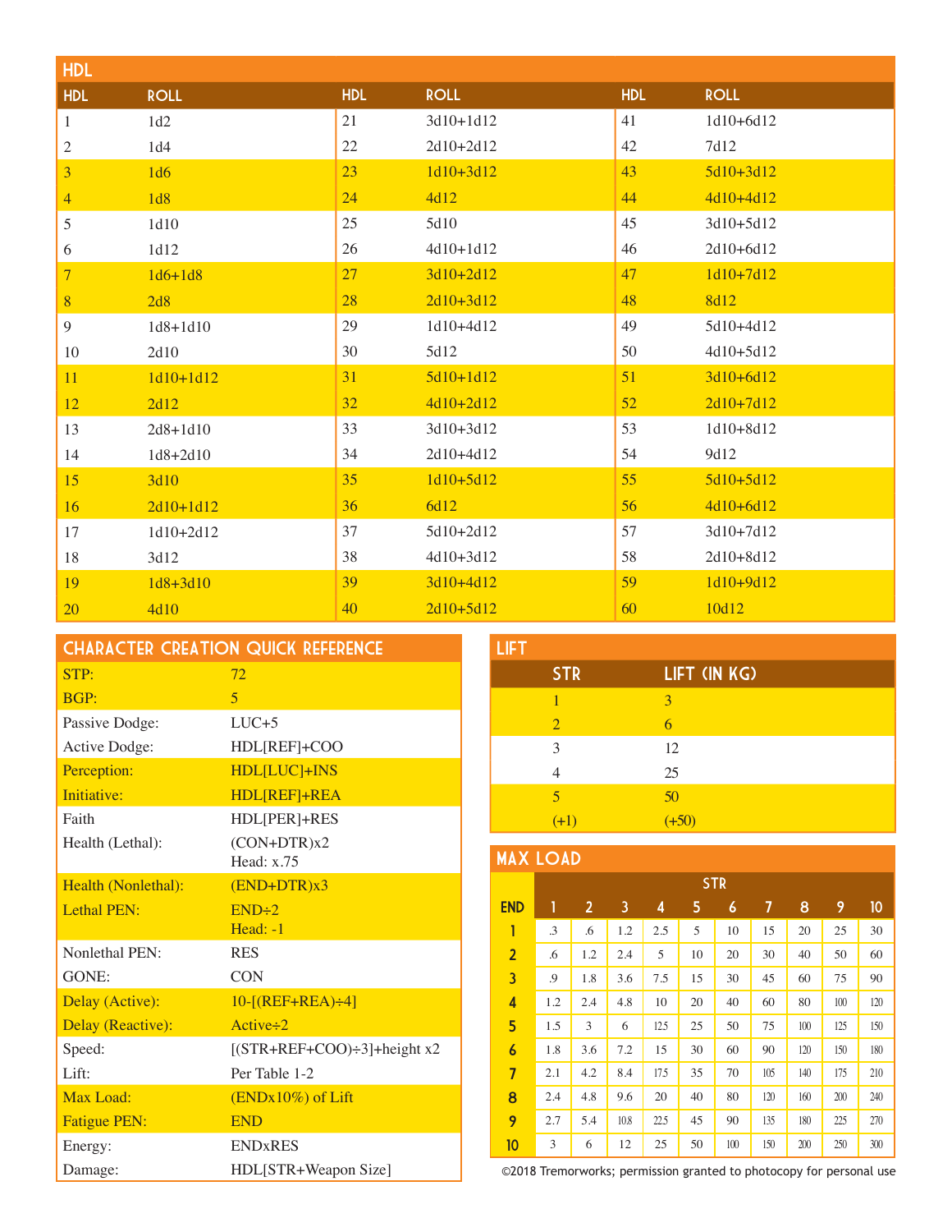## HDL

| HDL | ROLL | HDL | ROLL | HDL | ROLL |
|---|---|---|---|---|---|
| 1 | 1d2 | 21 | 3d10+1d12 | 41 | 1d10+6d12 |
| 2 | 1d4 | 22 | 2d10+2d12 | 42 | 7d12 |
| 3 | 1d6 | 23 | 1d10+3d12 | 43 | 5d10+3d12 |
| 4 | 1d8 | 24 | 4d12 | 44 | 4d10+4d12 |
| 5 | 1d10 | 25 | 5d10 | 45 | 3d10+5d12 |
| 6 | 1d12 | 26 | 4d10+1d12 | 46 | 2d10+6d12 |
| 7 | 1d6+1d8 | 27 | 3d10+2d12 | 47 | 1d10+7d12 |
| 8 | 2d8 | 28 | 2d10+3d12 | 48 | 8d12 |
| 9 | 1d8+1d10 | 29 | 1d10+4d12 | 49 | 5d10+4d12 |
| 10 | 2d10 | 30 | 5d12 | 50 | 4d10+5d12 |
| 11 | 1d10+1d12 | 31 | 5d10+1d12 | 51 | 3d10+6d12 |
| 12 | 2d12 | 32 | 4d10+2d12 | 52 | 2d10+7d12 |
| 13 | 2d8+1d10 | 33 | 3d10+3d12 | 53 | 1d10+8d12 |
| 14 | 1d8+2d10 | 34 | 2d10+4d12 | 54 | 9d12 |
| 15 | 3d10 | 35 | 1d10+5d12 | 55 | 5d10+5d12 |
| 16 | 2d10+1d12 | 36 | 6d12 | 56 | 4d10+6d12 |
| 17 | 1d10+2d12 | 37 | 5d10+2d12 | 57 | 3d10+7d12 |
| 18 | 3d12 | 38 | 4d10+3d12 | 58 | 2d10+8d12 |
| 19 | 1d8+3d10 | 39 | 3d10+4d12 | 59 | 1d10+9d12 |
| 20 | 4d10 | 40 | 2d10+5d12 | 60 | 10d12 |

## Character Creation Quick Reference

| | |
|---|---|
| STP: | 72 |
| BGP: | 5 |
| Passive Dodge: | LUC+5 |
| Active Dodge: | HDL[REF]+COO |
| Perception: | HDL[LUC]+INS |
| Initiative: | HDL[REF]+REA |
| Faith | HDL[PER]+RES |
| Health (Lethal): | (CON+DTR)x2<br>Head: x.75 |
| Health (Nonlethal): | (END+DTR)x3 |
| Lethal PEN: | END÷2<br>Head: -1 |
| Nonlethal PEN: | RES |
| GONE: | CON |
| Delay (Active): | 10-[(REF+REA)÷4] |
| Delay (Reactive): | Active÷2 |
| Speed: | [(STR+REF+COO)÷3]+height x2 |
| Lift: | Per Table 1-2 |
| Max Load: | (ENDx10%) of Lift |
| Fatigue PEN: | END |
| Energy: | ENDxRES |
| Damage: | HDL[STR+Weapon Size] |

## Lift

| STR | LIFT (IN KG) |
|---|---|
| 1 | 3 |
| 2 | 6 |
| 3 | 12 |
| 4 | 25 |
| 5 | 50 |
| (+1) | (+50) |

## Max Load

| | STR | | | | | | | | | |
|---|---|---|---|---|---|---|---|---|---|---|
| END | 1 | 2 | 3 | 4 | 5 | 6 | 7 | 8 | 9 | 10 |
| 1 | .3 | .6 | 1.2 | 2.5 | 5 | 10 | 15 | 20 | 25 | 30 |
| 2 | .6 | 1.2 | 2.4 | 5 | 10 | 20 | 30 | 40 | 50 | 60 |
| 3 | .9 | 1.8 | 3.6 | 7.5 | 15 | 30 | 45 | 60 | 75 | 90 |
| 4 | 1.2 | 2.4 | 4.8 | 10 | 20 | 40 | 60 | 80 | 100 | 120 |
| 5 | 1.5 | 3 | 6 | 12.5 | 25 | 50 | 75 | 100 | 125 | 150 |
| 6 | 1.8 | 3.6 | 7.2 | 15 | 30 | 60 | 90 | 120 | 150 | 180 |
| 7 | 2.1 | 4.2 | 8.4 | 17.5 | 35 | 70 | 105 | 140 | 175 | 210 |
| 8 | 2.4 | 4.8 | 9.6 | 20 | 40 | 80 | 120 | 160 | 200 | 240 |
| 9 | 2.7 | 5.4 | 10.8 | 22.5 | 45 | 90 | 135 | 180 | 225 | 270 |
| 10 | 3 | 6 | 12 | 25 | 50 | 100 | 150 | 200 | 250 | 300 |

©2018 Tremorworks; permission granted to photocopy for personal use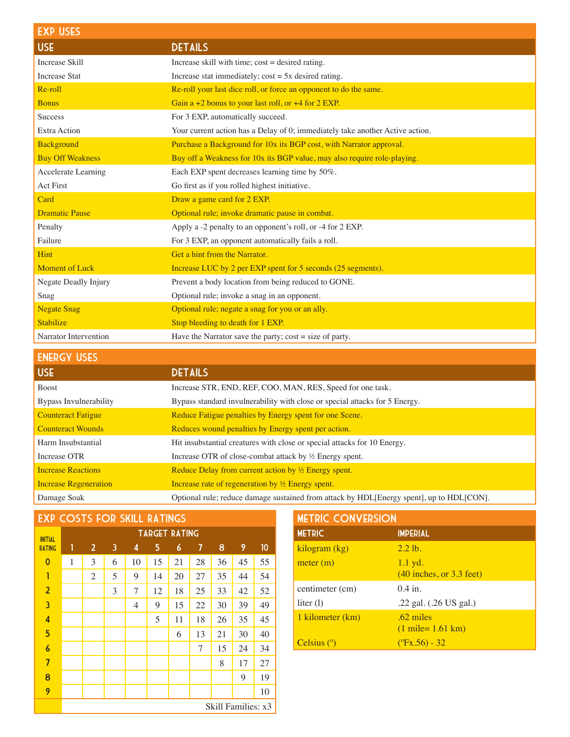## EXP Uses

| Use | Details |
|---|---|
| Increase Skill | Increase skill with time; cost = desired rating. |
| Increase Stat | Increase stat immediately; cost = 5x desired rating. |
| Re-roll | Re-roll your last dice roll, or force an opponent to do the same. |
| Bonus | Gain a +2 bonus to your last roll, or +4 for 2 EXP. |
| Success | For 3 EXP, automatically succeed. |
| Extra Action | Your current action has a Delay of 0; immediately take another Active action. |
| Background | Purchase a Background for 10x its BGP cost, with Narrator approval. |
| Buy Off Weakness | Buy off a Weakness for 10x its BGP value, may also require role-playing. |
| Accelerate Learning | Each EXP spent decreases learning time by 50%. |
| Act First | Go first as if you rolled highest initiative. |
| Card | Draw a game card for 2 EXP. |
| Dramatic Pause | Optional rule; invoke dramatic pause in combat. |
| Penalty | Apply a -2 penalty to an opponent's roll, or -4 for 2 EXP. |
| Failure | For 3 EXP, an opponent automatically fails a roll. |
| Hint | Get a hint from the Narrator. |
| Moment of Luck | Increase LUC by 2 per EXP spent for 5 seconds (25 segments). |
| Negate Deadly Injury | Prevent a body location from being reduced to GONE. |
| Snag | Optional rule; invoke a snag in an opponent. |
| Negate Snag | Optional rule; negate a snag for you or an ally. |
| Stabilize | Stop bleeding to death for 1 EXP. |
| Narrator Intervention | Have the Narrator save the party; cost = size of party. |

## Energy Uses

| Use | Details |
|---|---|
| Boost | Increase STR, END, REF, COO, MAN, RES, Speed for one task. |
| Bypass Invulnerability | Bypass standard invulnerability with close or special attacks for 5 Energy. |
| Counteract Fatigue | Reduce Fatigue penalties by Energy spent for one Scene. |
| Counteract Wounds | Reduces wound penalties by Energy spent per action. |
| Harm Insubstantial | Hit insubstantial creatures with close or special attacks for 10 Energy. |
| Increase OTR | Increase OTR of close-combat attack by ½ Energy spent. |
| Increase Reactions | Reduce Delay from current action by ½ Energy spent. |
| Increase Regeneration | Increase rate of regeneration by ½ Energy spent. |
| Damage Soak | Optional rule; reduce damage sustained from attack by HDL[Energy spent], up to HDL[CON]. |

## EXP Costs for Skill Ratings

| Initial Rating | Target Rating | | | | | | | | | |
|---|---|---|---|---|---|---|---|---|---|---|
| | 1 | 2 | 3 | 4 | 5 | 6 | 7 | 8 | 9 | 10 |
| 0 | 1 | 3 | 6 | 10 | 15 | 21 | 28 | 36 | 45 | 55 |
| 1 | | 2 | 5 | 9 | 14 | 20 | 27 | 35 | 44 | 54 |
| 2 | | | 3 | 7 | 12 | 18 | 25 | 33 | 42 | 52 |
| 3 | | | | 4 | 9 | 15 | 22 | 30 | 39 | 49 |
| 4 | | | | | 5 | 11 | 18 | 26 | 35 | 45 |
| 5 | | | | | | 6 | 13 | 21 | 30 | 40 |
| 6 | | | | | | | 7 | 15 | 24 | 34 |
| 7 | | | | | | | | 8 | 17 | 27 |
| 8 | | | | | | | | | 9 | 19 |
| 9 | | | | | | | | | | 10 |

Skill Families: x3

## Metric Conversion

| Metric | Imperial |
|---|---|
| kilogram (kg) | 2.2 lb. |
| meter (m) | 1.1 yd. (40 inches, or 3.3 feet) |
| centimeter (cm) | 0.4 in. |
| liter (l) | .22 gal. (.26 US gal.) |
| 1 kilometer (km) | .62 miles (1 mile= 1.61 km) |
| Celsius (º) | (ºFx.56) - 32 |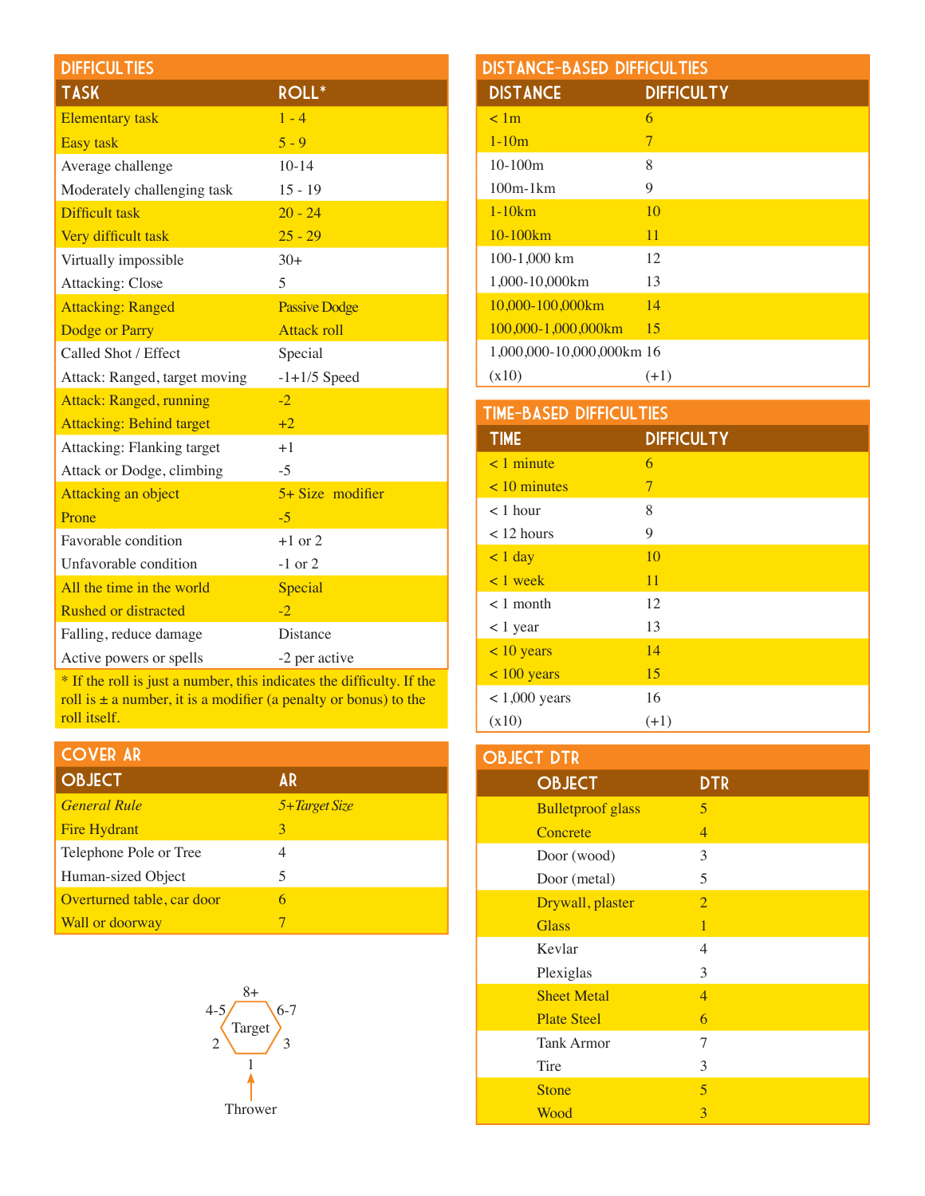## DIFFICULTIES

| TASK | ROLL* |
| --- | --- |
| Elementary task | 1 - 4 |
| Easy task | 5 - 9 |
| Average challenge | 10-14 |
| Moderately challenging task | 15 - 19 |
| Difficult task | 20 - 24 |
| Very difficult task | 25 - 29 |
| Virtually impossible | 30+ |
| Attacking: Close | 5 |
| Attacking: Ranged | Passive Dodge |
| Dodge or Parry | Attack roll |
| Called Shot / Effect | Special |
| Attack: Ranged, target moving | -1+1/5 Speed |
| Attack: Ranged, running | -2 |
| Attacking: Behind target | +2 |
| Attacking: Flanking target | +1 |
| Attack or Dodge, climbing | -5 |
| Attacking an object | 5+ Size modifier |
| Prone | -5 |
| Favorable condition | +1 or 2 |
| Unfavorable condition | -1 or 2 |
| All the time in the world | Special |
| Rushed or distracted | -2 |
| Falling, reduce damage | Distance |
| Active powers or spells | -2 per active |

* If the roll is just a number, this indicates the difficulty. If the roll is ± a number, it is a modifier (a penalty or bonus) to the roll itself.

## COVER AR

| OBJECT | AR |
| --- | --- |
| *General Rule* | *5+Target Size* |
| Fire Hydrant | 3 |
| Telephone Pole or Tree | 4 |
| Human-sized Object | 5 |
| Overturned table, car door | 6 |
| Wall or doorway | 7 |

8+
4-5 Target 6-7
2 3
1
Thrower

## DISTANCE-BASED DIFFICULTIES

| DISTANCE | DIFFICULTY |
| --- | --- |
| < 1m | 6 |
| 1-10m | 7 |
| 10-100m | 8 |
| 100m-1km | 9 |
| 1-10km | 10 |
| 10-100km | 11 |
| 100-1,000 km | 12 |
| 1,000-10,000km | 13 |
| 10,000-100,000km | 14 |
| 100,000-1,000,000km | 15 |
| 1,000,000-10,000,000km | 16 |
| (x10) | (+1) |

## TIME-BASED DIFFICULTIES

| TIME | DIFFICULTY |
| --- | --- |
| < 1 minute | 6 |
| < 10 minutes | 7 |
| < 1 hour | 8 |
| < 12 hours | 9 |
| < 1 day | 10 |
| < 1 week | 11 |
| < 1 month | 12 |
| < 1 year | 13 |
| < 10 years | 14 |
| < 100 years | 15 |
| < 1,000 years | 16 |
| (x10) | (+1) |

## OBJECT DTR

| OBJECT | DTR |
| --- | --- |
| Bulletproof glass | 5 |
| Concrete | 4 |
| Door (wood) | 3 |
| Door (metal) | 5 |
| Drywall, plaster | 2 |
| Glass | 1 |
| Kevlar | 4 |
| Plexiglas | 3 |
| Sheet Metal | 4 |
| Plate Steel | 6 |
| Tank Armor | 7 |
| Tire | 3 |
| Stone | 5 |
| Wood | 3 |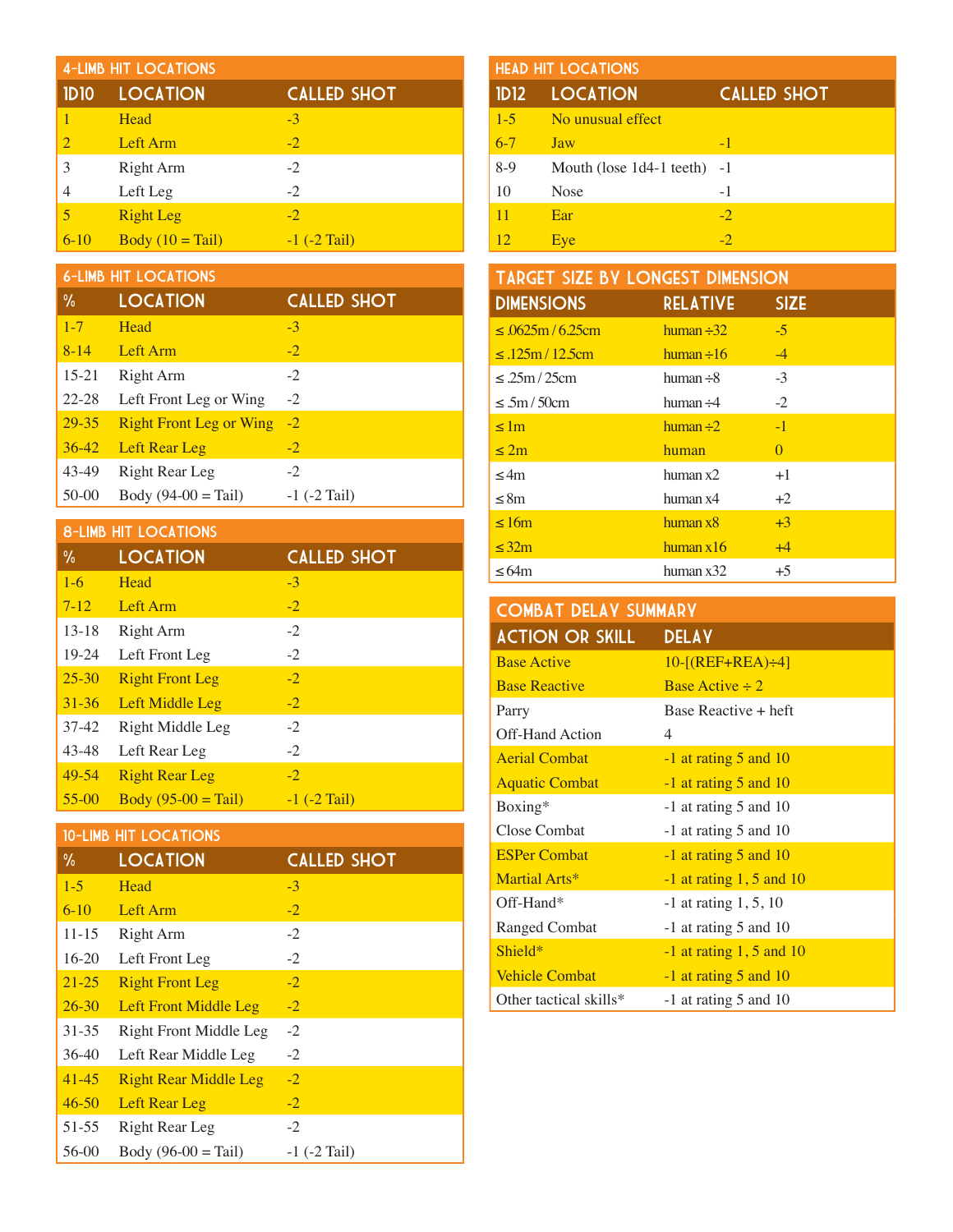## 4-LIMB HIT LOCATIONS

| 1D10 | LOCATION | CALLED SHOT |
|---|---|---|
| 1 | Head | -3 |
| 2 | Left Arm | -2 |
| 3 | Right Arm | -2 |
| 4 | Left Leg | -2 |
| 5 | Right Leg | -2 |
| 6-10 | Body (10 = Tail) | -1 (-2 Tail) |

## 6-LIMB HIT LOCATIONS

| % | LOCATION | CALLED SHOT |
|---|---|---|
| 1-7 | Head | -3 |
| 8-14 | Left Arm | -2 |
| 15-21 | Right Arm | -2 |
| 22-28 | Left Front Leg or Wing | -2 |
| 29-35 | Right Front Leg or Wing | -2 |
| 36-42 | Left Rear Leg | -2 |
| 43-49 | Right Rear Leg | -2 |
| 50-00 | Body (94-00 = Tail) | -1 (-2 Tail) |

## 8-LIMB HIT LOCATIONS

| % | LOCATION | CALLED SHOT |
|---|---|---|
| 1-6 | Head | -3 |
| 7-12 | Left Arm | -2 |
| 13-18 | Right Arm | -2 |
| 19-24 | Left Front Leg | -2 |
| 25-30 | Right Front Leg | -2 |
| 31-36 | Left Middle Leg | -2 |
| 37-42 | Right Middle Leg | -2 |
| 43-48 | Left Rear Leg | -2 |
| 49-54 | Right Rear Leg | -2 |
| 55-00 | Body (95-00 = Tail) | -1 (-2 Tail) |

## 10-LIMB HIT LOCATIONS

| % | LOCATION | CALLED SHOT |
|---|---|---|
| 1-5 | Head | -3 |
| 6-10 | Left Arm | -2 |
| 11-15 | Right Arm | -2 |
| 16-20 | Left Front Leg | -2 |
| 21-25 | Right Front Leg | -2 |
| 26-30 | Left Front Middle Leg | -2 |
| 31-35 | Right Front Middle Leg | -2 |
| 36-40 | Left Rear Middle Leg | -2 |
| 41-45 | Right Rear Middle Leg | -2 |
| 46-50 | Left Rear Leg | -2 |
| 51-55 | Right Rear Leg | -2 |
| 56-00 | Body (96-00 = Tail) | -1 (-2 Tail) |

## HEAD HIT LOCATIONS

| 1D12 | LOCATION | CALLED SHOT |
|---|---|---|
| 1-5 | No unusual effect | |
| 6-7 | Jaw | -1 |
| 8-9 | Mouth (lose 1d4-1 teeth) | -1 |
| 10 | Nose | -1 |
| 11 | Ear | -2 |
| 12 | Eye | -2 |

## TARGET SIZE BY LONGEST DIMENSION

| DIMENSIONS | RELATIVE | SIZE |
|---|---|---|
| ≤ .0625m / 6.25cm | human ÷32 | -5 |
| ≤ .125m / 12.5cm | human ÷16 | -4 |
| ≤ .25m / 25cm | human ÷8 | -3 |
| ≤ .5m / 50cm | human ÷4 | -2 |
| ≤ 1m | human ÷2 | -1 |
| ≤ 2m | human | 0 |
| ≤ 4m | human x2 | +1 |
| ≤ 8m | human x4 | +2 |
| ≤ 16m | human x8 | +3 |
| ≤ 32m | human x16 | +4 |
| ≤ 64m | human x32 | +5 |

## COMBAT DELAY SUMMARY

| ACTION OR SKILL | DELAY |
|---|---|
| Base Active | 10-[(REF+REA)÷4] |
| Base Reactive | Base Active ÷ 2 |
| Parry | Base Reactive + heft |
| Off-Hand Action | 4 |
| Aerial Combat | -1 at rating 5 and 10 |
| Aquatic Combat | -1 at rating 5 and 10 |
| Boxing* | -1 at rating 5 and 10 |
| Close Combat | -1 at rating 5 and 10 |
| ESPer Combat | -1 at rating 5 and 10 |
| Martial Arts* | -1 at rating 1, 5 and 10 |
| Off-Hand* | -1 at rating 1, 5, 10 |
| Ranged Combat | -1 at rating 5 and 10 |
| Shield* | -1 at rating 1, 5 and 10 |
| Vehicle Combat | -1 at rating 5 and 10 |
| Other tactical skills* | -1 at rating 5 and 10 |